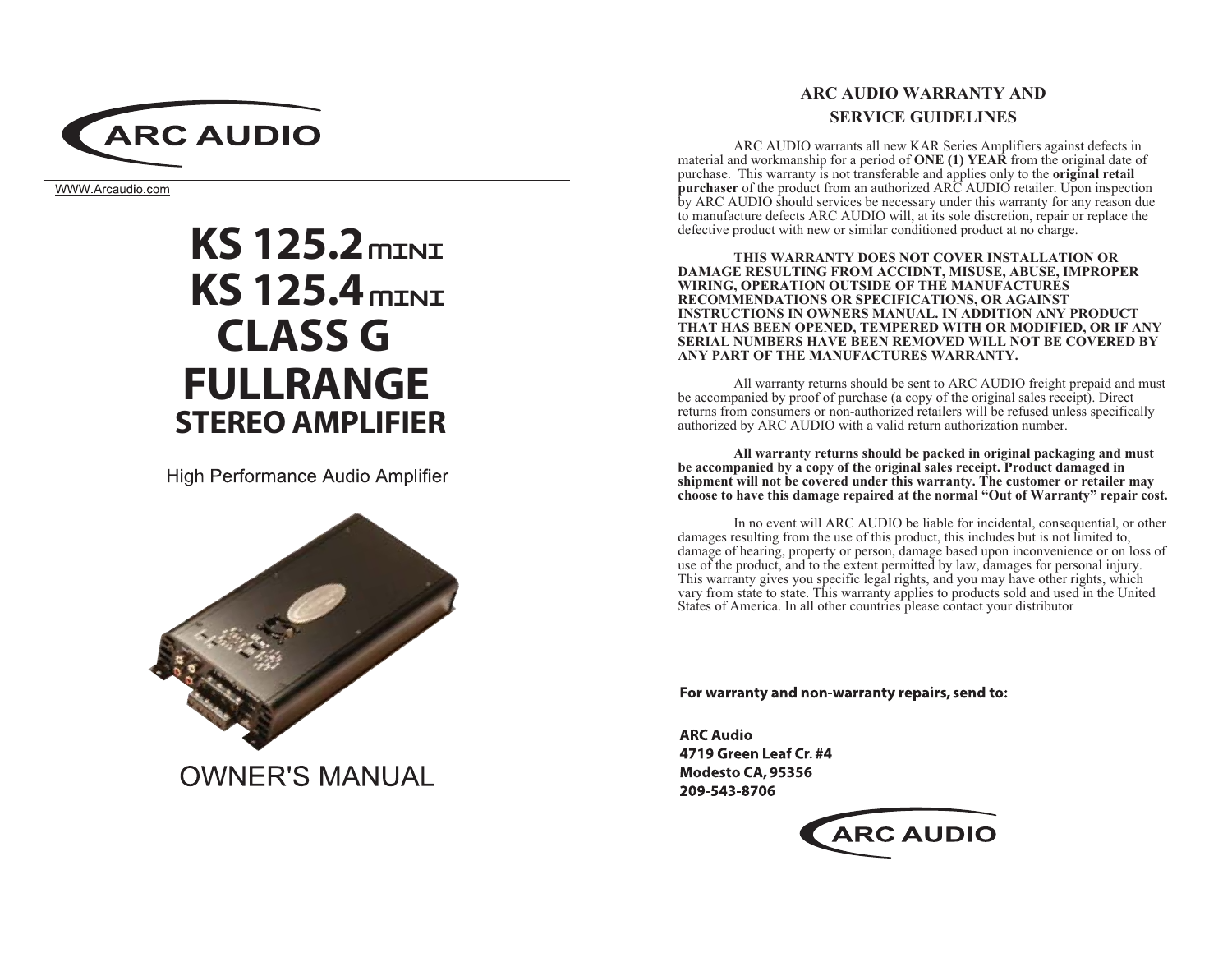ARC AUDIO

WWW.Arcaudio.com

# KS 125.2 MINI
# KS 125.4 MINI
# CLASS G
# FULLRANGE
## STEREO AMPLIFIER

High Performance Audio Amplifier

OWNER'S MANUAL

## ARC AUDIO WARRANTY AND SERVICE GUIDELINES

ARC AUDIO warrants all new KAR Series Amplifiers against defects in material and workmanship for a period of **ONE (1) YEAR** from the original date of purchase. This warranty is not transferable and applies only to the **original retail purchaser** of the product from an authorized ARC AUDIO retailer. Upon inspection by ARC AUDIO should services be necessary under this warranty for any reason due to manufacture defects ARC AUDIO will, at its sole discretion, repair or replace the defective product with new or similar conditioned product at no charge.

**THIS WARRANTY DOES NOT COVER INSTALLATION OR DAMAGE RESULTING FROM ACCIDNT, MISUSE, ABUSE, IMPROPER WIRING, OPERATION OUTSIDE OF THE MANUFACTURES RECOMMENDATIONS OR SPECIFICATIONS, OR AGAINST INSTRUCTIONS IN OWNERS MANUAL. IN ADDITION ANY PRODUCT THAT HAS BEEN OPENED, TEMPERED WITH OR MODIFIED, OR IF ANY SERIAL NUMBERS HAVE BEEN REMOVED WILL NOT BE COVERED BY ANY PART OF THE MANUFACTURES WARRANTY.**

All warranty returns should be sent to ARC AUDIO freight prepaid and must be accompanied by proof of purchase (a copy of the original sales receipt). Direct returns from consumers or non-authorized retailers will be refused unless specifically authorized by ARC AUDIO with a valid return authorization number.

**All warranty returns should be packed in original packaging and must be accompanied by a copy of the original sales receipt. Product damaged in shipment will not be covered under this warranty. The customer or retailer may choose to have this damage repaired at the normal "Out of Warranty" repair cost.**

In no event will ARC AUDIO be liable for incidental, consequential, or other damages resulting from the use of this product, this includes but is not limited to, damage of hearing, property or person, damage based upon inconvenience or on loss of use of the product, and to the extent permitted by law, damages for personal injury. This warranty gives you specific legal rights, and you may have other rights, which vary from state to state. This warranty applies to products sold and used in the United States of America. In all other countries please contact your distributor

**For warranty and non-warranty repairs, send to:**

**ARC Audio**
**4719 Green Leaf Cr. #4**
**Modesto CA, 95356**
**209-543-8706**

ARC AUDIO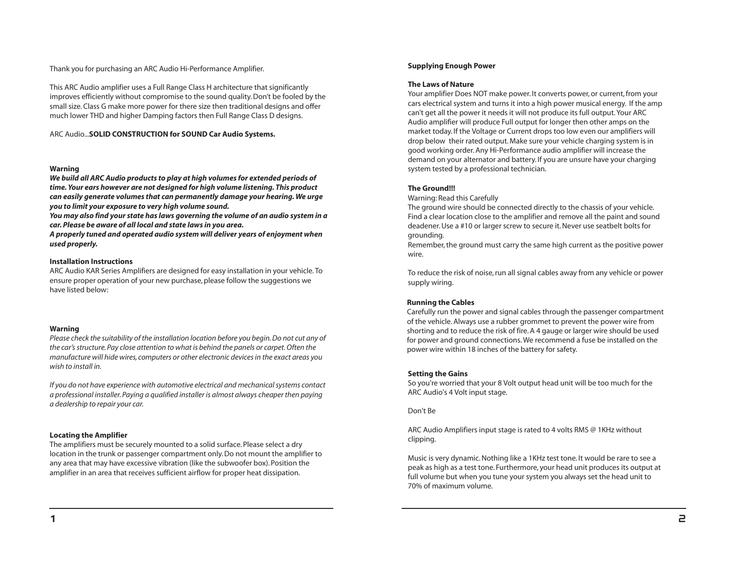Thank you for purchasing an ARC Audio Hi-Performance Amplifier.

This ARC Audio amplifier uses a Full Range Class H architecture that significantly improves efficiently without compromise to the sound quality. Don't be fooled by the small size. Class G make more power for there size then traditional designs and offer much lower THD and higher Damping factors then Full Range Class D designs.

ARC Audio...**SOLID CONSTRUCTION for SOUND Car Audio Systems.**

**Warning**

***We build all ARC Audio products to play at high volumes for extended periods of time. Your ears however are not designed for high volume listening. This product can easily generate volumes that can permanently damage your hearing. We urge you to limit your exposure to very high volume sound.***
***You may also find your state has laws governing the volume of an audio system in a car. Please be aware of all local and state laws in you area.***
***A properly tuned and operated audio system will deliver years of enjoyment when used properly.***

**Installation Instructions**

ARC Audio KAR Series Amplifiers are designed for easy installation in your vehicle. To ensure proper operation of your new purchase, please follow the suggestions we have listed below:

**Warning**

*Please check the suitability of the installation location before you begin. Do not cut any of the car's structure. Pay close attention to what is behind the panels or carpet. Often the manufacture will hide wires, computers or other electronic devices in the exact areas you wish to install in.*

*If you do not have experience with automotive electrical and mechanical systems contact a professional installer. Paying a qualified installer is almost always cheaper then paying a dealership to repair your car.*

**Locating the Amplifier**

The amplifiers must be securely mounted to a solid surface. Please select a dry location in the trunk or passenger compartment only. Do not mount the amplifier to any area that may have excessive vibration (like the subwoofer box). Position the amplifier in an area that receives sufficient airflow for proper heat dissipation.

**Supplying Enough Power**

**The Laws of Nature**

Your amplifier Does NOT make power. It converts power, or current, from your cars electrical system and turns it into a high power musical energy. If the amp can't get all the power it needs it will not produce its full output. Your ARC Audio amplifier will produce Full output for longer then other amps on the market today. If the Voltage or Current drops too low even our amplifiers will drop below their rated output. Make sure your vehicle charging system is in good working order. Any Hi-Performance audio amplifier will increase the demand on your alternator and battery. If you are unsure have your charging system tested by a professional technician.

**The Ground!!!**

Warning: Read this Carefully
The ground wire should be connected directly to the chassis of your vehicle. Find a clear location close to the amplifier and remove all the paint and sound deadener. Use a #10 or larger screw to secure it. Never use seatbelt bolts for grounding.
Remember, the ground must carry the same high current as the positive power wire.

To reduce the risk of noise, run all signal cables away from any vehicle or power supply wiring.

**Running the Cables**

Carefully run the power and signal cables through the passenger compartment of the vehicle. Always use a rubber grommet to prevent the power wire from shorting and to reduce the risk of fire. A 4 gauge or larger wire should be used for power and ground connections. We recommend a fuse be installed on the power wire within 18 inches of the battery for safety.

**Setting the Gains**

So you're worried that your 8 Volt output head unit will be too much for the ARC Audio's 4 Volt input stage.

Don't Be

ARC Audio Amplifiers input stage is rated to 4 volts RMS @ 1KHz without clipping.

Music is very dynamic. Nothing like a 1KHz test tone. It would be rare to see a peak as high as a test tone. Furthermore, your head unit produces its output at full volume but when you tune your system you always set the head unit to 70% of maximum volume.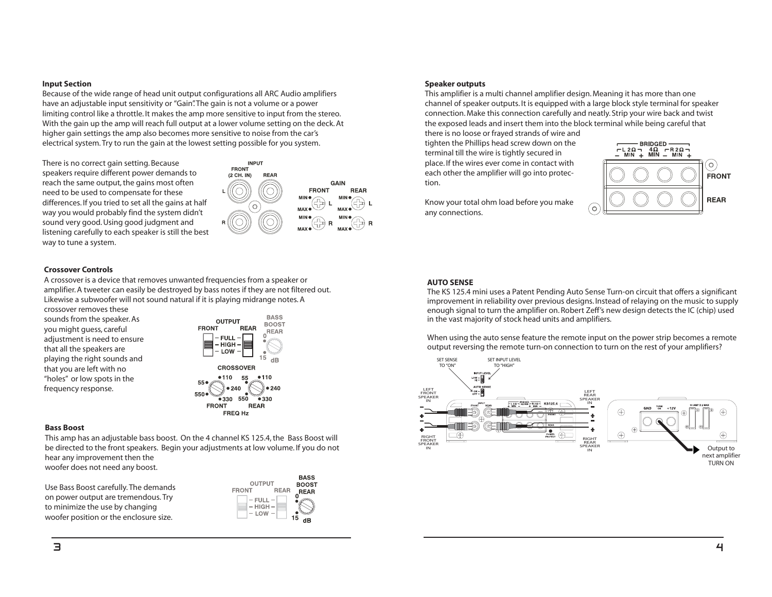## Input Section

Because of the wide range of head unit output configurations all ARC Audio amplifiers have an adjustable input sensitivity or "Gain". The gain is not a volume or a power limiting control like a throttle. It makes the amp more sensitive to input from the stereo. With the gain up the amp will reach full output at a lower volume setting on the deck. At higher gain settings the amp also becomes more sensitive to noise from the car's electrical system. Try to run the gain at the lowest setting possible for you system.

There is no correct gain setting. Because speakers require different power demands to reach the same output, the gains most often need to be used to compensate for these differences. If you tried to set all the gains at half way you would probably find the system didn't sound very good. Using good judgment and listening carefully to each speaker is still the best way to tune a system.

## Crossover Controls

A crossover is a device that removes unwanted frequencies from a speaker or amplifier. A tweeter can easily be destroyed by bass notes if they are not filtered out. Likewise a subwoofer will not sound natural if it is playing midrange notes. A crossover removes these sounds from the speaker. As you might guess, careful adjustment is need to ensure that all the speakers are playing the right sounds and that you are left with no "holes" or low spots in the frequency response.

## Bass Boost

This amp has an adjustable bass boost. On the 4 channel KS 125.4, the Bass Boost will be directed to the front speakers. Begin your adjustments at low volume. If you do not hear any improvement then the woofer does not need any boost.

Use Bass Boost carefully. The demands on power output are tremendous. Try to minimize the use by changing woofer position or the enclosure size.

## Speaker outputs

This amplifier is a multi channel amplifier design. Meaning it has more than one channel of speaker outputs. It is equipped with a large block style terminal for speaker connection. Make this connection carefully and neatly. Strip your wire back and twist the exposed leads and insert them into the block terminal while being careful that there is no loose or frayed strands of wire and tighten the Phillips head screw down on the terminal till the wire is tightly secured in place. If the wires ever come in contact with each other the amplifier will go into protection.

Know your total ohm load before you make any connections.

## AUTO SENSE

The KS 125.4 mini uses a Patent Pending Auto Sense Turn-on circuit that offers a significant improvement in reliability over previous designs. Instead of relaying on the music to supply enough signal to turn the amplifier on. Robert Zeff's new design detects the IC (chip) used in the vast majority of stock head units and amplifiers.

When using the auto sense feature the remote input on the power strip becomes a remote output reversing the remote turn-on connection to turn on the rest of your amplifiers?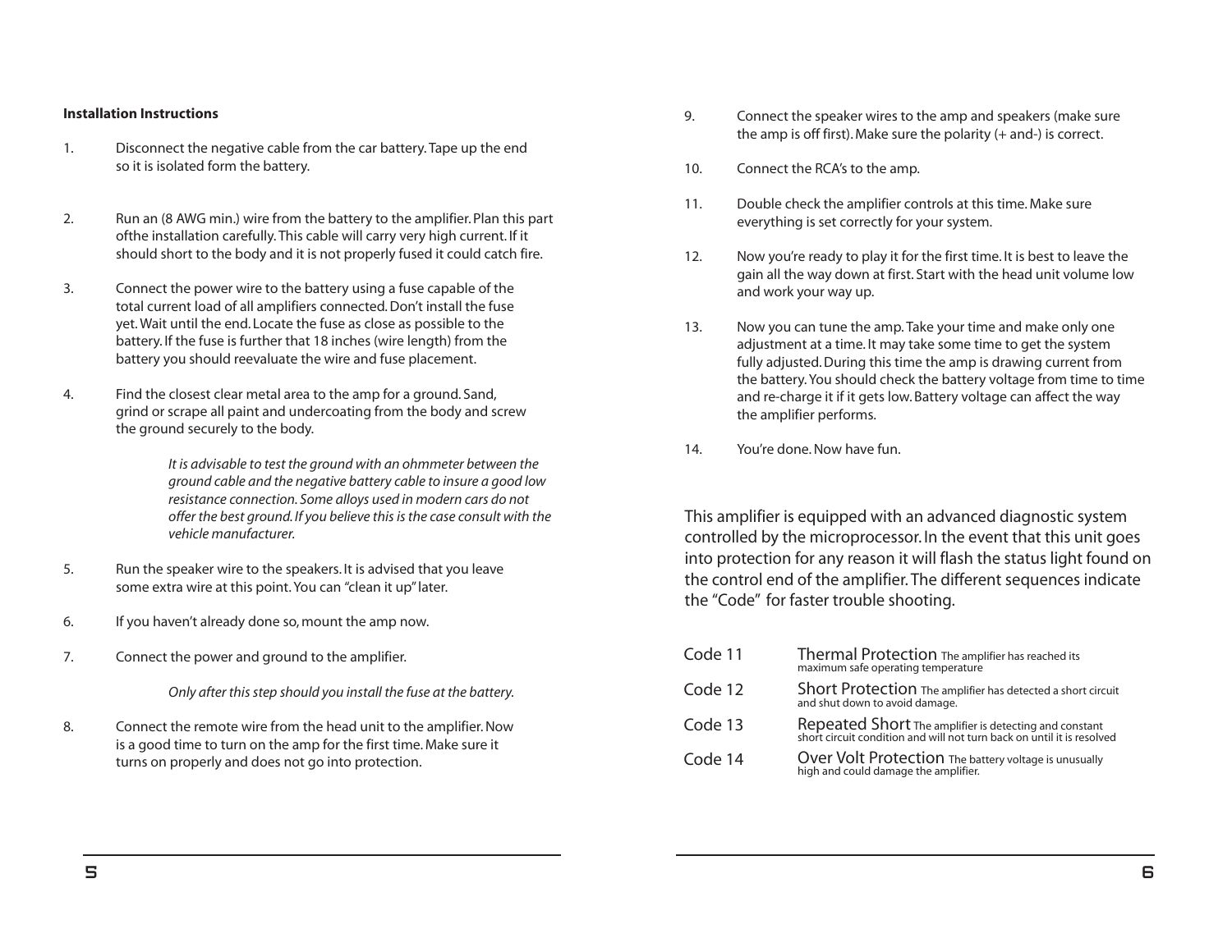**Installation Instructions**

1. Disconnect the negative cable from the car battery. Tape up the end so it is isolated form the battery.

2. Run an (8 AWG min.) wire from the battery to the amplifier. Plan this part ofthe installation carefully. This cable will carry very high current. If it should short to the body and it is not properly fused it could catch fire.

3. Connect the power wire to the battery using a fuse capable of the total current load of all amplifiers connected. Don't install the fuse yet. Wait until the end. Locate the fuse as close as possible to the battery. If the fuse is further that 18 inches (wire length) from the battery you should reevaluate the wire and fuse placement.

4. Find the closest clear metal area to the amp for a ground. Sand, grind or scrape all paint and undercoating from the body and screw the ground securely to the body.

   *It is advisable to test the ground with an ohmmeter between the ground cable and the negative battery cable to insure a good low resistance connection. Some alloys used in modern cars do not offer the best ground. If you believe this is the case consult with the vehicle manufacturer.*

5. Run the speaker wire to the speakers. It is advised that you leave some extra wire at this point. You can "clean it up" later.

6. If you haven't already done so, mount the amp now.

7. Connect the power and ground to the amplifier.

   *Only after this step should you install the fuse at the battery.*

8. Connect the remote wire from the head unit to the amplifier. Now is a good time to turn on the amp for the first time. Make sure it turns on properly and does not go into protection.

9. Connect the speaker wires to the amp and speakers (make sure the amp is off first). Make sure the polarity (+ and-) is correct.

10. Connect the RCA's to the amp.

11. Double check the amplifier controls at this time. Make sure everything is set correctly for your system.

12. Now you're ready to play it for the first time. It is best to leave the gain all the way down at first. Start with the head unit volume low and work your way up.

13. Now you can tune the amp. Take your time and make only one adjustment at a time. It may take some time to get the system fully adjusted. During this time the amp is drawing current from the battery. You should check the battery voltage from time to time and re-charge it if it gets low. Battery voltage can affect the way the amplifier performs.

14. You're done. Now have fun.

This amplifier is equipped with an advanced diagnostic system controlled by the microprocessor. In the event that this unit goes into protection for any reason it will flash the status light found on the control end of the amplifier. The different sequences indicate the "Code" for faster trouble shooting.

| Code | Description |
|---|---|
| Code 11 | Thermal Protection The amplifier has reached its maximum safe operating temperature |
| Code 12 | Short Protection The amplifier has detected a short circuit and shut down to avoid damage. |
| Code 13 | Repeated Short The amplifier is detecting and constant short circuit condition and will not turn back on until it is resolved |
| Code 14 | Over Volt Protection The battery voltage is unusually high and could damage the amplifier. |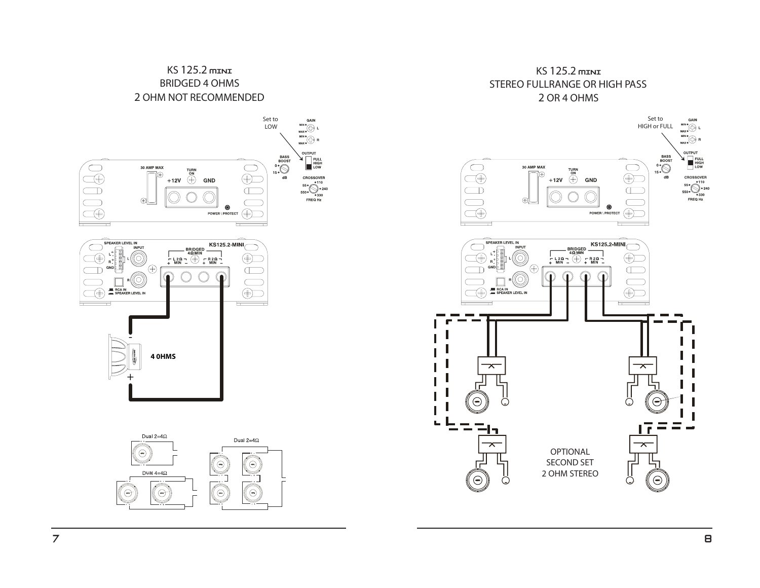# KS 125.2 MINI
## BRIDGED 4 OHMS
## 2 OHM NOT RECOMMENDED

Set to LOW

GAIN
MIN MAX L
MIN MAX R

BASS BOOST
0
15
dB

OUTPUT
FULL
HIGH
LOW

CROSSOVER
55 110
550 240
330
FREQ Hz

30 AMP MAX
TURN ON
+12V
GND
POWER \ PROTECT

SPEAKER LEVEL IN
INPUT
L+
R-
GND
L
R
RCA IN
SPEAKER LEVEL IN

KS125.2-MINI
BRIDGED 4Ω MIN
L 2Ω MIN
R 2Ω MIN

4 0HMS

Dual 2=4Ω

Dual 4=4Ω

Dual 2=4Ω

# KS 125.2 MINI
## STEREO FULLRANGE OR HIGH PASS
## 2 OR 4 OHMS

Set to HIGH or FULL

GAIN
MIN MAX L
MIN MAX R

BASS BOOST
0
15
dB

OUTPUT
FULL
HIGH
LOW

CROSSOVER
55 110
550 240
330
FREQ Hz

30 AMP MAX
TURN ON
+12V
GND
POWER \ PROTECT

SPEAKER LEVEL IN
INPUT
L+
R-
GND
L
R
RCA IN
SPEAKER LEVEL IN

KS125.2-MINI
BRIDGED 4Ω MIN
L 2Ω MIN
R 2Ω MIN

OPTIONAL
SECOND SET
2 OHM STEREO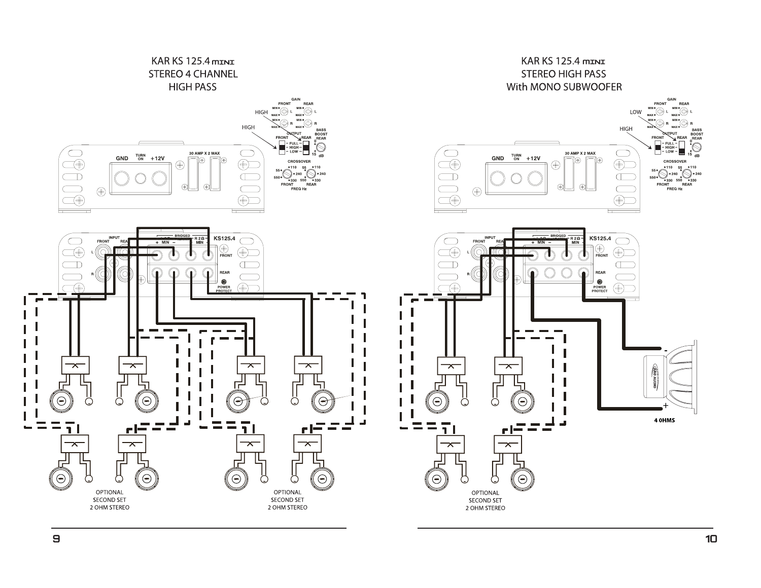# KAR KS 125.4 MINI
## STEREO 4 CHANNEL
## HIGH PASS

HIGH

HIGH

GAIN FRONT REAR MIN MAX L MIN MAX R

OUTPUT FRONT REAR FULL HIGH LOW

BASS BOOST REAR 0 15 dB

CROSSOVER 55 110 240 330 550 FRONT REAR FREQ Hz

GND TURN ON +12V 30 AMP X 2 MAX

INPUT FRONT REAR L R BRIDGED R 2Ω + MIN − MIN KS125.4 FRONT REAR POWER PROTECT

OPTIONAL SECOND SET 2 OHM STEREO

OPTIONAL SECOND SET 2 OHM STEREO

# KAR KS 125.4 MINI
## STEREO HIGH PASS
## With MONO SUBWOOFER

LOW

HIGH

GAIN FRONT REAR MIN MAX L MIN MAX R

OUTPUT FRONT REAR FULL HIGH LOW

BASS BOOST REAR 0 15 dB

CROSSOVER 55 110 240 330 550 FRONT REAR FREQ Hz

GND TURN ON +12V 30 AMP X 2 MAX

INPUT FRONT REAR L R BRIDGED R 2Ω + MIN − MIN KS125.4 FRONT REAR POWER PROTECT

4 OHMS

OPTIONAL SECOND SET 2 OHM STEREO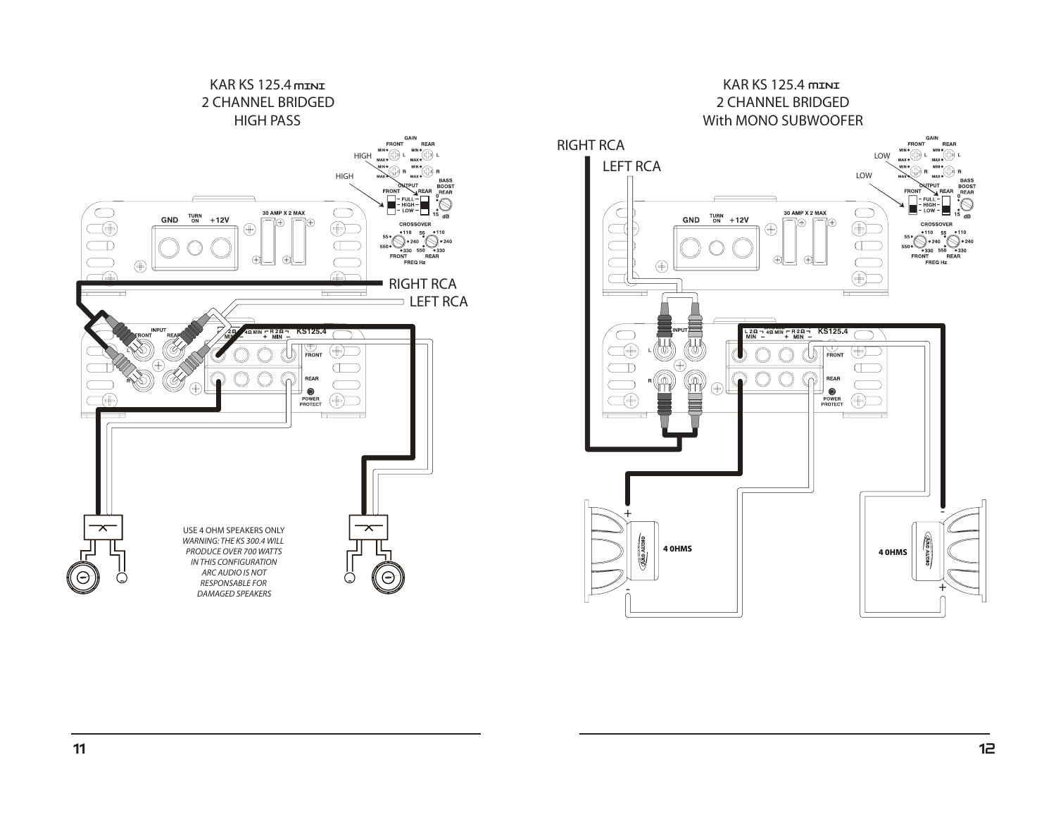## KAR KS 125.4 MINI
## 2 CHANNEL BRIDGED
## HIGH PASS

HIGH

HIGH

RIGHT RCA

LEFT RCA

USE 4 OHM SPEAKERS ONLY
*WARNING: THE KS 300.4 WILL PRODUCE OVER 700 WATTS IN THIS CONFIGURATION ARC AUDIO IS NOT RESPONSABLE FOR DAMAGED SPEAKERS*

## KAR KS 125.4 MINI
## 2 CHANNEL BRIDGED
## With MONO SUBWOOFER

RIGHT RCA

LEFT RCA

LOW

LOW

4 0HMS

4 0HMS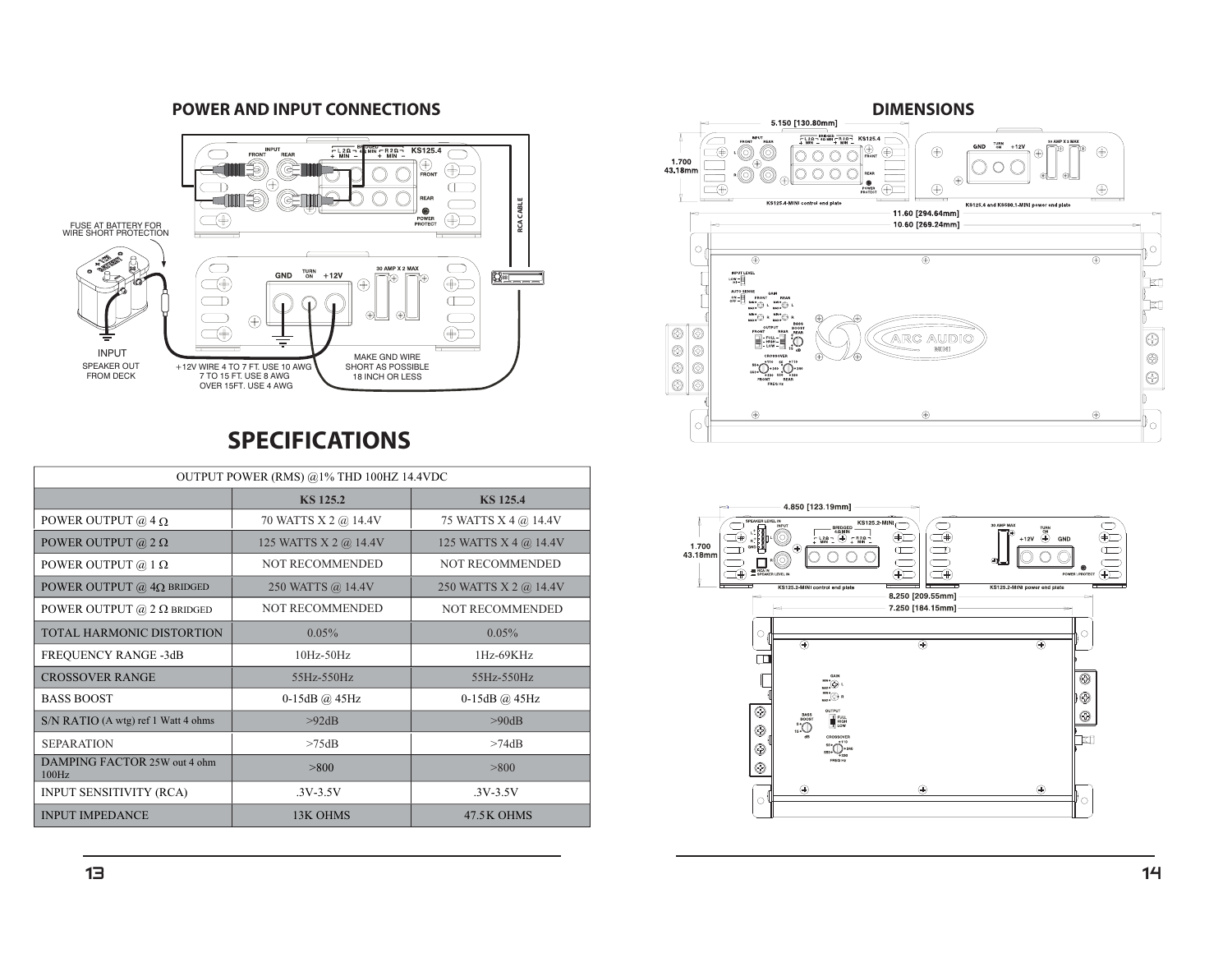## POWER AND INPUT CONNECTIONS

FUSE AT BATTERY FOR WIRE SHORT PROTECTION

RCA CABLE

INPUT
SPEAKER OUT FROM DECK

+12V WIRE 4 TO 7 FT. USE 10 AWG
7 TO 15 FT. USE 8 AWG
OVER 15FT. USE 4 AWG

MAKE GND WIRE SHORT AS POSSIBLE
18 INCH OR LESS

## SPECIFICATIONS

| OUTPUT POWER (RMS) @1% THD 100HZ 14.4VDC | | |
|---|---|---|
| | **KS 125.2** | **KS 125.4** |
| POWER OUTPUT @ 4 Ω | 70 WATTS X 2 @ 14.4V | 75 WATTS X 4 @ 14.4V |
| POWER OUTPUT @ 2 Ω | 125 WATTS X 2 @ 14.4V | 125 WATTS X 4 @ 14.4V |
| POWER OUTPUT @ 1 Ω | NOT RECOMMENDED | NOT RECOMMENDED |
| POWER OUTPUT @ 4Ω BRIDGED | 250 WATTS @ 14.4V | 250 WATTS X 2 @ 14.4V |
| POWER OUTPUT @ 2 Ω BRIDGED | NOT RECOMMENDED | NOT RECOMMENDED |
| TOTAL HARMONIC DISTORTION | 0.05% | 0.05% |
| FREQUENCY RANGE -3dB | 10Hz-50Hz | 1Hz-69KHz |
| CROSSOVER RANGE | 55Hz-550Hz | 55Hz-550Hz |
| BASS BOOST | 0-15dB @ 45Hz | 0-15dB @ 45Hz |
| S/N RATIO (A wtg) ref 1 Watt 4 ohms | >92dB | >90dB |
| SEPARATION | >75dB | >74dB |
| DAMPING FACTOR 25W out 4 ohm 100Hz | >800 | >800 |
| INPUT SENSITIVITY (RCA) | .3V-3.5V | .3V-3.5V |
| INPUT IMPEDANCE | 13K OHMS | 47.5K OHMS |

## DIMENSIONS

5.150 [130.80mm]

1.700
43.18mm

KS125.4-MINI control end plate

KS125.4 and KS500.1-MINI power end plate

11.60 [294.64mm]

10.60 [269.24mm]

4.850 [123.19mm]

1.700
43.18mm

KS125.2-MINI control end plate

KS125.2-MINI power end plate

8.250 [209.55mm]

7.250 [184.15mm]